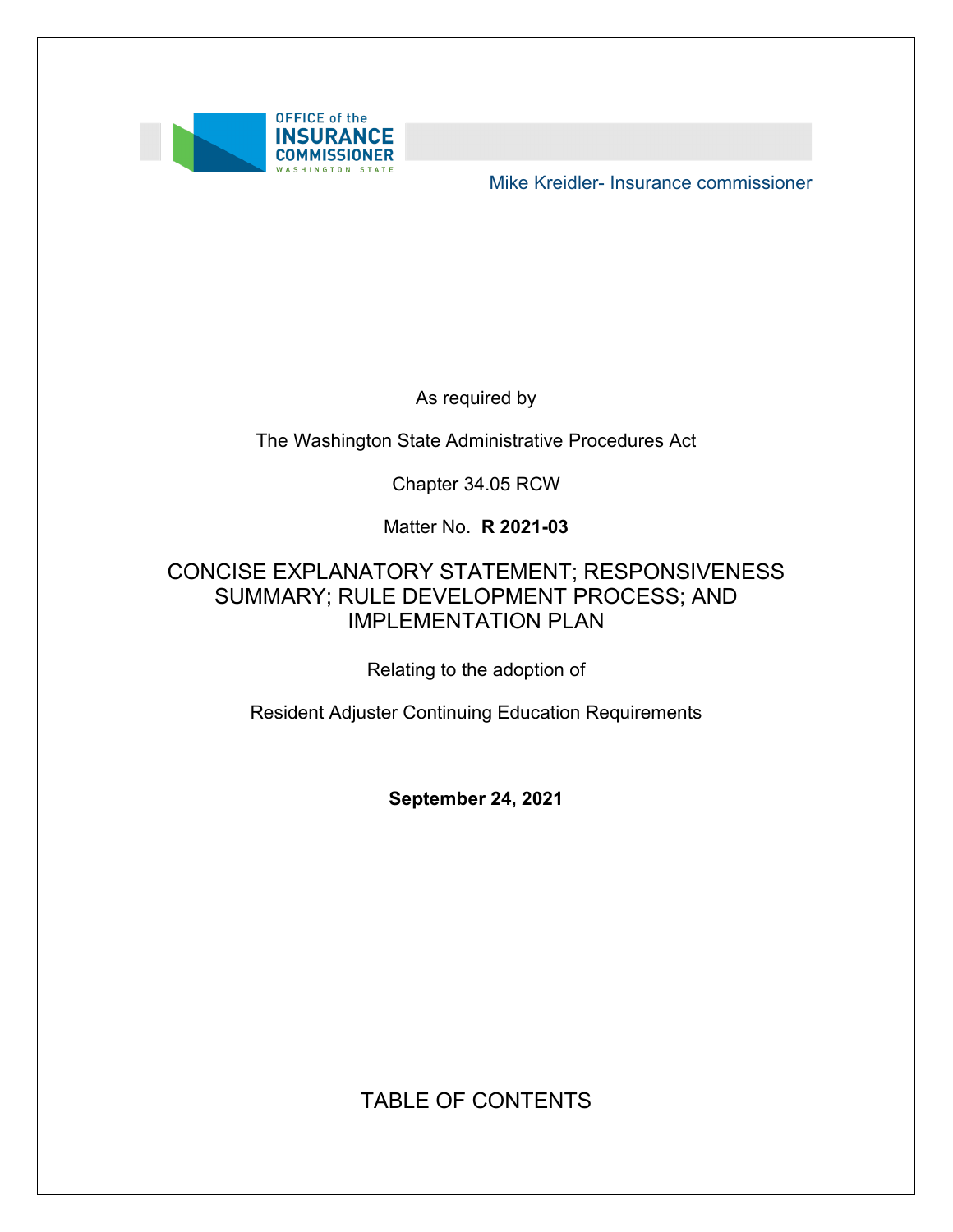OFFICE of the INSURANCE COMMISSIONER WASHINGTON STATE

Mike Kreidler- Insurance commissioner

As required by

The Washington State Administrative Procedures Act

Chapter 34.05 RCW

Matter No. **R 2021-03**

# CONCISE EXPLANATORY STATEMENT; RESPONSIVENESS SUMMARY; RULE DEVELOPMENT PROCESS; AND IMPLEMENTATION PLAN

Relating to the adoption of

Resident Adjuster Continuing Education Requirements

**September 24, 2021**

## TABLE OF CONTENTS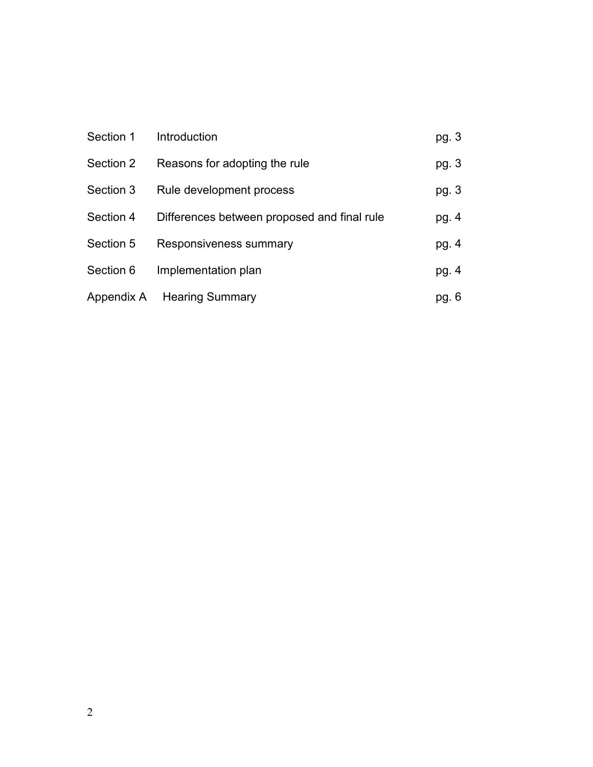| | | |
|---|---|---|
| Section 1 | Introduction | pg. 3 |
| Section 2 | Reasons for adopting the rule | pg. 3 |
| Section 3 | Rule development process | pg. 3 |
| Section 4 | Differences between proposed and final rule | pg. 4 |
| Section 5 | Responsiveness summary | pg. 4 |
| Section 6 | Implementation plan | pg. 4 |
| Appendix A | Hearing Summary | pg. 6 |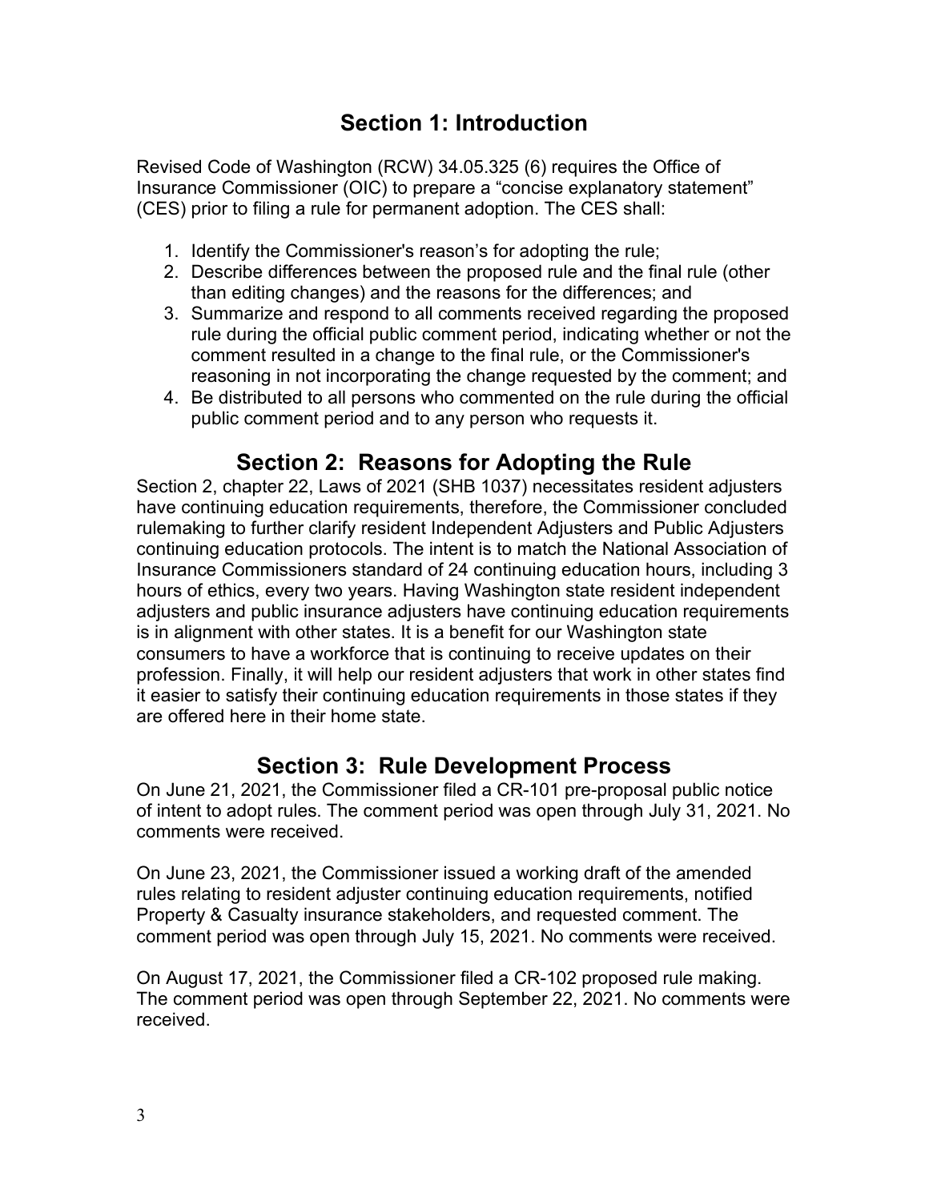## Section 1: Introduction

Revised Code of Washington (RCW) 34.05.325 (6) requires the Office of Insurance Commissioner (OIC) to prepare a "concise explanatory statement" (CES) prior to filing a rule for permanent adoption. The CES shall:

1. Identify the Commissioner's reason's for adopting the rule;
2. Describe differences between the proposed rule and the final rule (other than editing changes) and the reasons for the differences; and
3. Summarize and respond to all comments received regarding the proposed rule during the official public comment period, indicating whether or not the comment resulted in a change to the final rule, or the Commissioner's reasoning in not incorporating the change requested by the comment; and
4. Be distributed to all persons who commented on the rule during the official public comment period and to any person who requests it.

## Section 2: Reasons for Adopting the Rule

Section 2, chapter 22, Laws of 2021 (SHB 1037) necessitates resident adjusters have continuing education requirements, therefore, the Commissioner concluded rulemaking to further clarify resident Independent Adjusters and Public Adjusters continuing education protocols. The intent is to match the National Association of Insurance Commissioners standard of 24 continuing education hours, including 3 hours of ethics, every two years. Having Washington state resident independent adjusters and public insurance adjusters have continuing education requirements is in alignment with other states. It is a benefit for our Washington state consumers to have a workforce that is continuing to receive updates on their profession. Finally, it will help our resident adjusters that work in other states find it easier to satisfy their continuing education requirements in those states if they are offered here in their home state.

## Section 3: Rule Development Process

On June 21, 2021, the Commissioner filed a CR-101 pre-proposal public notice of intent to adopt rules. The comment period was open through July 31, 2021. No comments were received.

On June 23, 2021, the Commissioner issued a working draft of the amended rules relating to resident adjuster continuing education requirements, notified Property & Casualty insurance stakeholders, and requested comment. The comment period was open through July 15, 2021. No comments were received.

On August 17, 2021, the Commissioner filed a CR-102 proposed rule making. The comment period was open through September 22, 2021. No comments were received.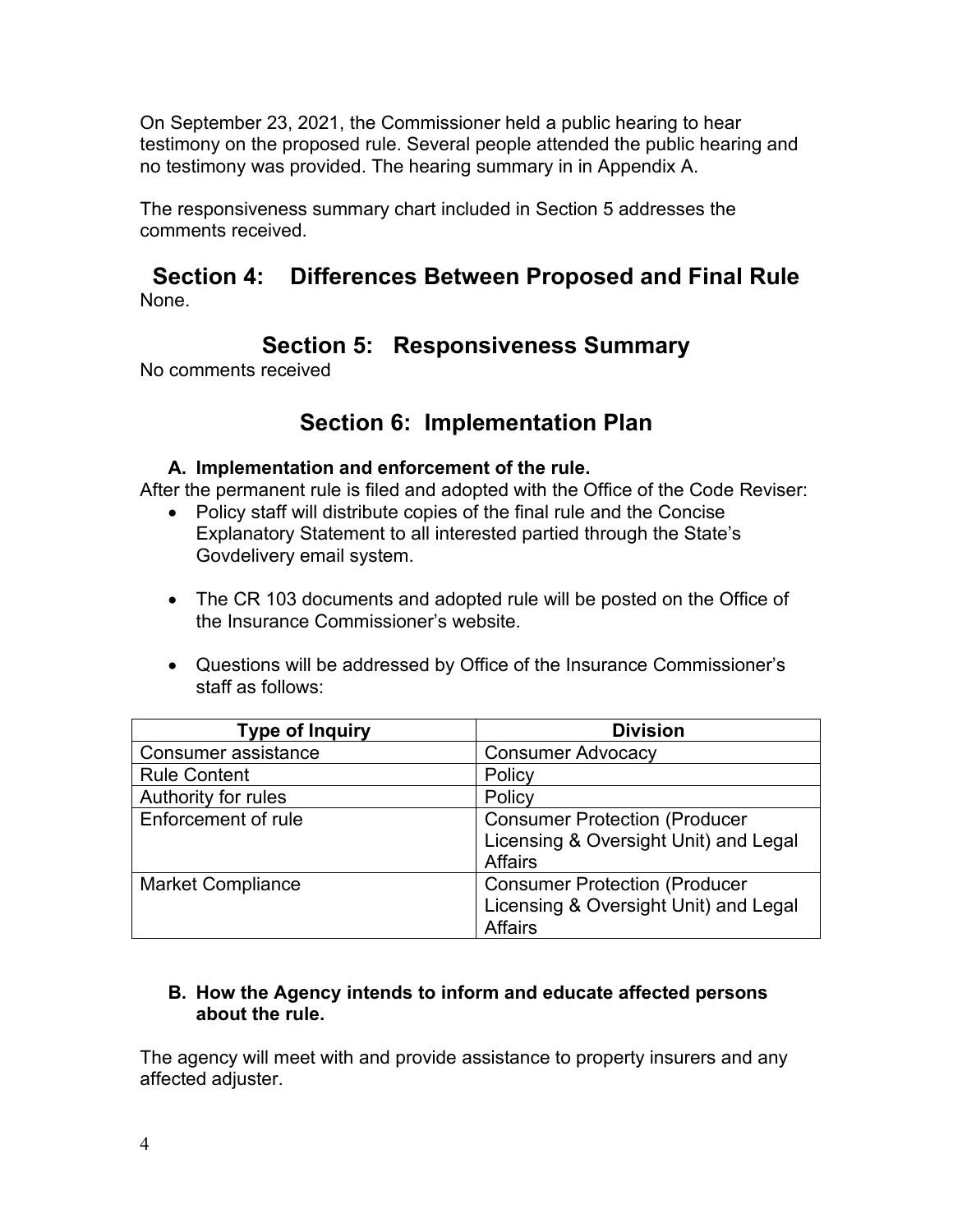On September 23, 2021, the Commissioner held a public hearing to hear testimony on the proposed rule. Several people attended the public hearing and no testimony was provided. The hearing summary in in Appendix A.

The responsiveness summary chart included in Section 5 addresses the comments received.

## Section 4: Differences Between Proposed and Final Rule

None.

## Section 5: Responsiveness Summary

No comments received

## Section 6: Implementation Plan

### A. Implementation and enforcement of the rule.

After the permanent rule is filed and adopted with the Office of the Code Reviser:

- Policy staff will distribute copies of the final rule and the Concise Explanatory Statement to all interested partied through the State's Govdelivery email system.
- The CR 103 documents and adopted rule will be posted on the Office of the Insurance Commissioner's website.
- Questions will be addressed by Office of the Insurance Commissioner's staff as follows:

| Type of Inquiry | Division |
|---|---|
| Consumer assistance | Consumer Advocacy |
| Rule Content | Policy |
| Authority for rules | Policy |
| Enforcement of rule | Consumer Protection (Producer Licensing & Oversight Unit) and Legal Affairs |
| Market Compliance | Consumer Protection (Producer Licensing & Oversight Unit) and Legal Affairs |

### B. How the Agency intends to inform and educate affected persons about the rule.

The agency will meet with and provide assistance to property insurers and any affected adjuster.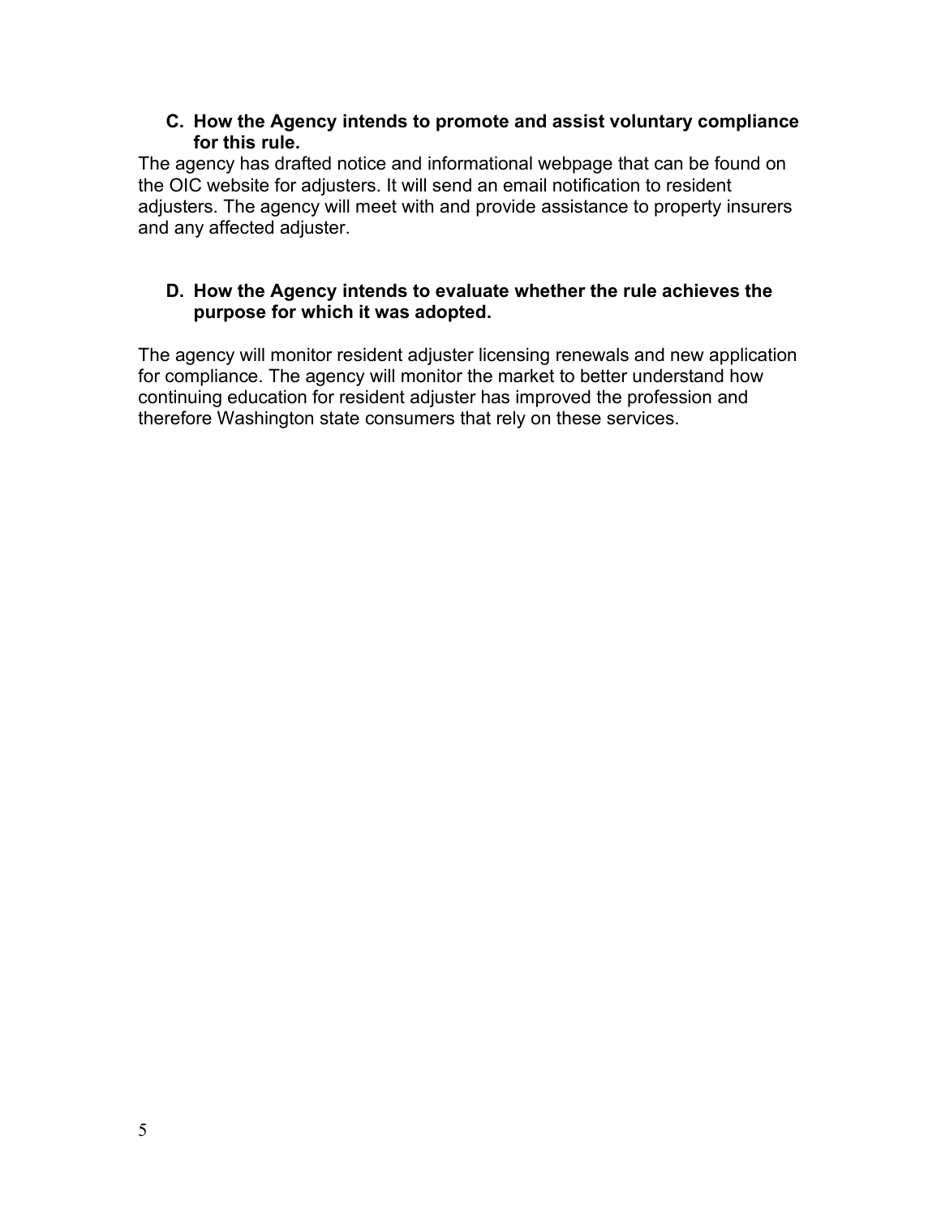### C. How the Agency intends to promote and assist voluntary compliance for this rule.

The agency has drafted notice and informational webpage that can be found on the OIC website for adjusters. It will send an email notification to resident adjusters. The agency will meet with and provide assistance to property insurers and any affected adjuster.

### D. How the Agency intends to evaluate whether the rule achieves the purpose for which it was adopted.

The agency will monitor resident adjuster licensing renewals and new application for compliance. The agency will monitor the market to better understand how continuing education for resident adjuster has improved the profession and therefore Washington state consumers that rely on these services.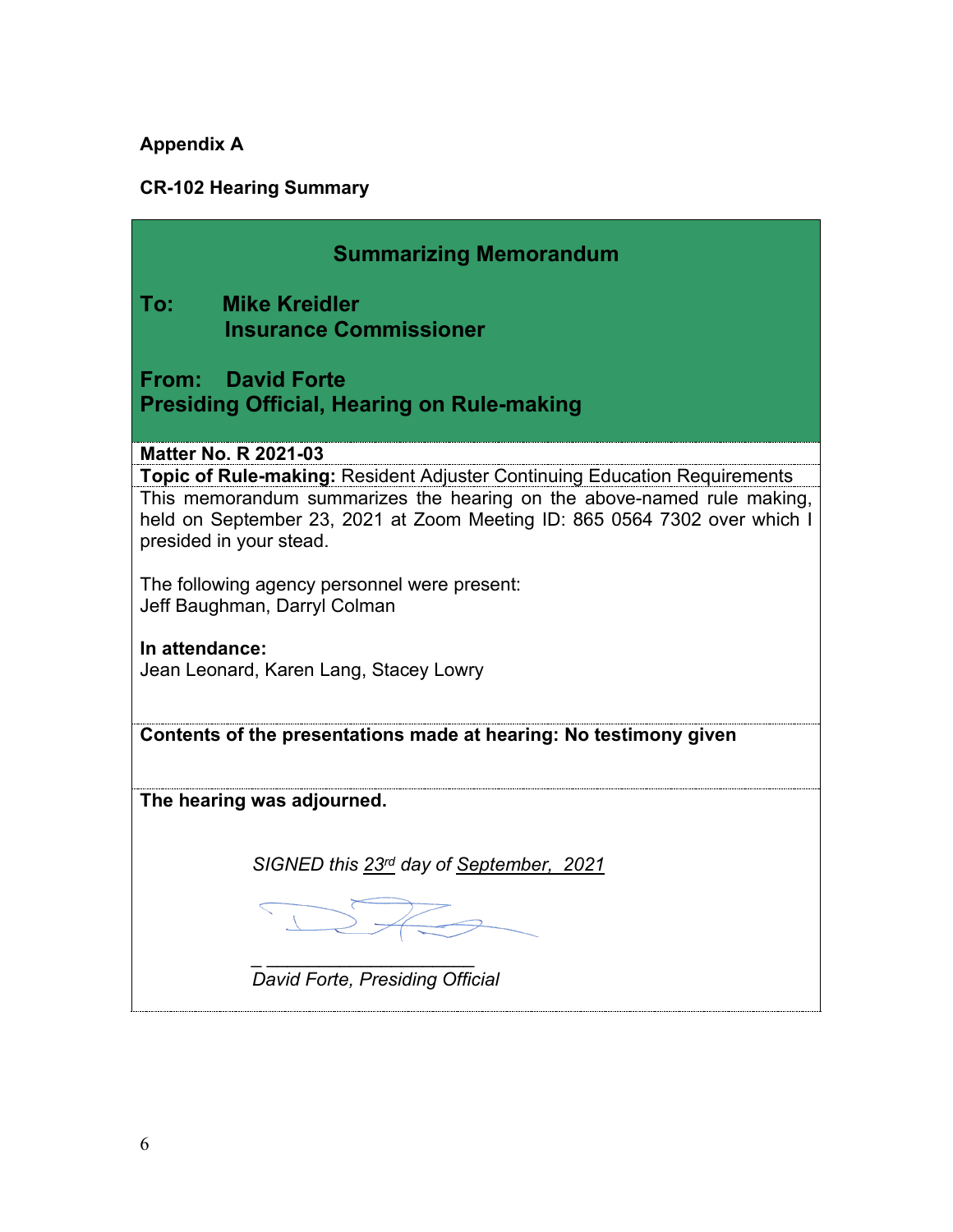**Appendix A**

**CR-102 Hearing Summary**

## Summarizing Memorandum

**To:** **Mike Kreidler**
**Insurance Commissioner**

**From:** **David Forte**
**Presiding Official, Hearing on Rule-making**

**Matter No. R 2021-03**

**Topic of Rule-making:** Resident Adjuster Continuing Education Requirements

This memorandum summarizes the hearing on the above-named rule making, held on September 23, 2021 at Zoom Meeting ID: 865 0564 7302 over which I presided in your stead.

The following agency personnel were present:
Jeff Baughman, Darryl Colman

**In attendance:**
Jean Leonard, Karen Lang, Stacey Lowry

**Contents of the presentations made at hearing: No testimony given**

**The hearing was adjourned.**

*SIGNED this 23rd day of September, 2021*

_________________________

*David Forte, Presiding Official*